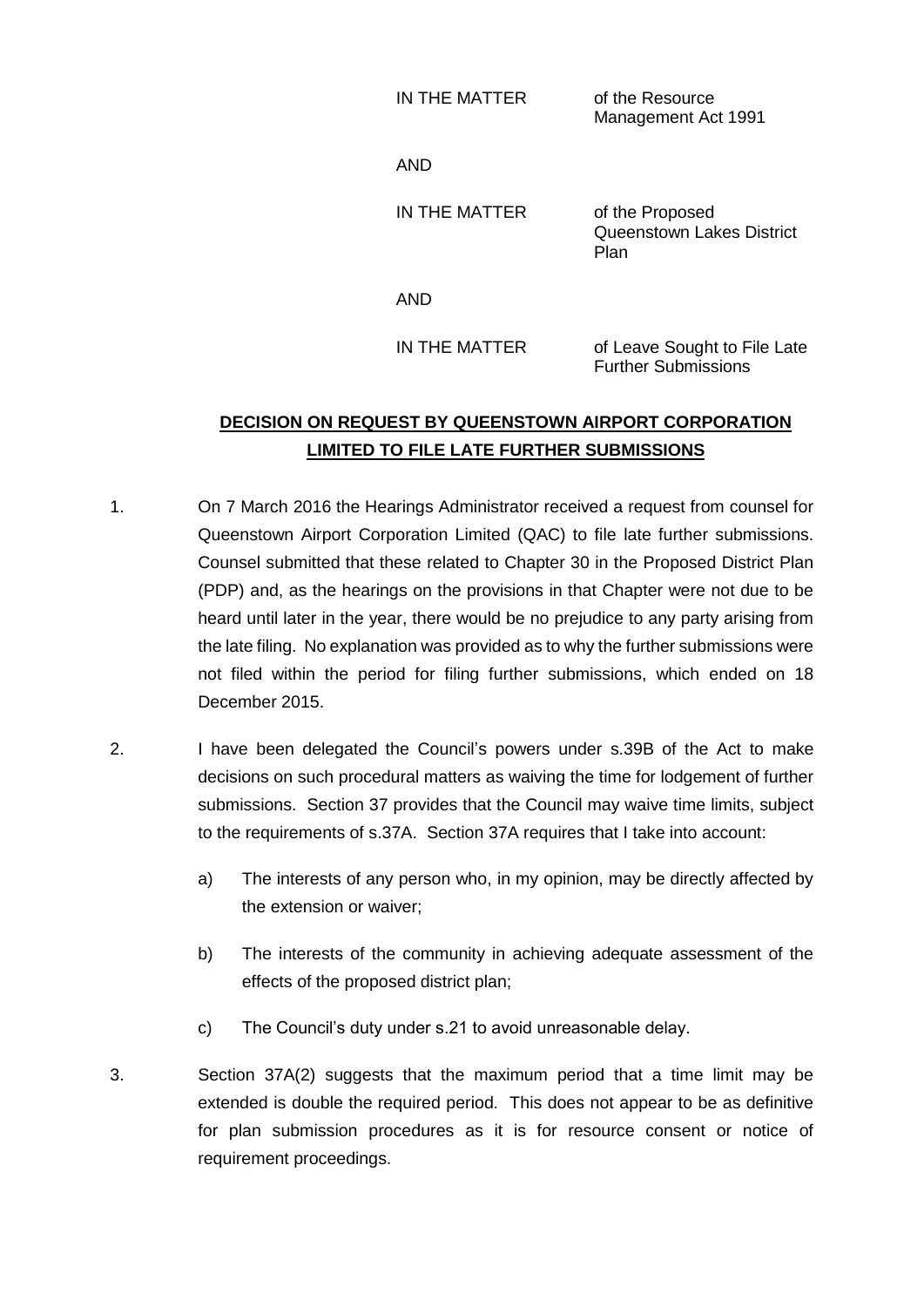IN THE MATTER of the Resource Management Act 1991

AND

IN THE MATTER of the Proposed Queenstown Lakes District Plan

AND

IN THE MATTER of Leave Sought to File Late Further Submissions

## DECISION ON REQUEST BY QUEENSTOWN AIRPORT CORPORATION LIMITED TO FILE LATE FURTHER SUBMISSIONS

1. On 7 March 2016 the Hearings Administrator received a request from counsel for Queenstown Airport Corporation Limited (QAC) to file late further submissions. Counsel submitted that these related to Chapter 30 in the Proposed District Plan (PDP) and, as the hearings on the provisions in that Chapter were not due to be heard until later in the year, there would be no prejudice to any party arising from the late filing. No explanation was provided as to why the further submissions were not filed within the period for filing further submissions, which ended on 18 December 2015.

2. I have been delegated the Council's powers under s.39B of the Act to make decisions on such procedural matters as waiving the time for lodgement of further submissions. Section 37 provides that the Council may waive time limits, subject to the requirements of s.37A. Section 37A requires that I take into account:

   a) The interests of any person who, in my opinion, may be directly affected by the extension or waiver;

   b) The interests of the community in achieving adequate assessment of the effects of the proposed district plan;

   c) The Council's duty under s.21 to avoid unreasonable delay.

3. Section 37A(2) suggests that the maximum period that a time limit may be extended is double the required period. This does not appear to be as definitive for plan submission procedures as it is for resource consent or notice of requirement proceedings.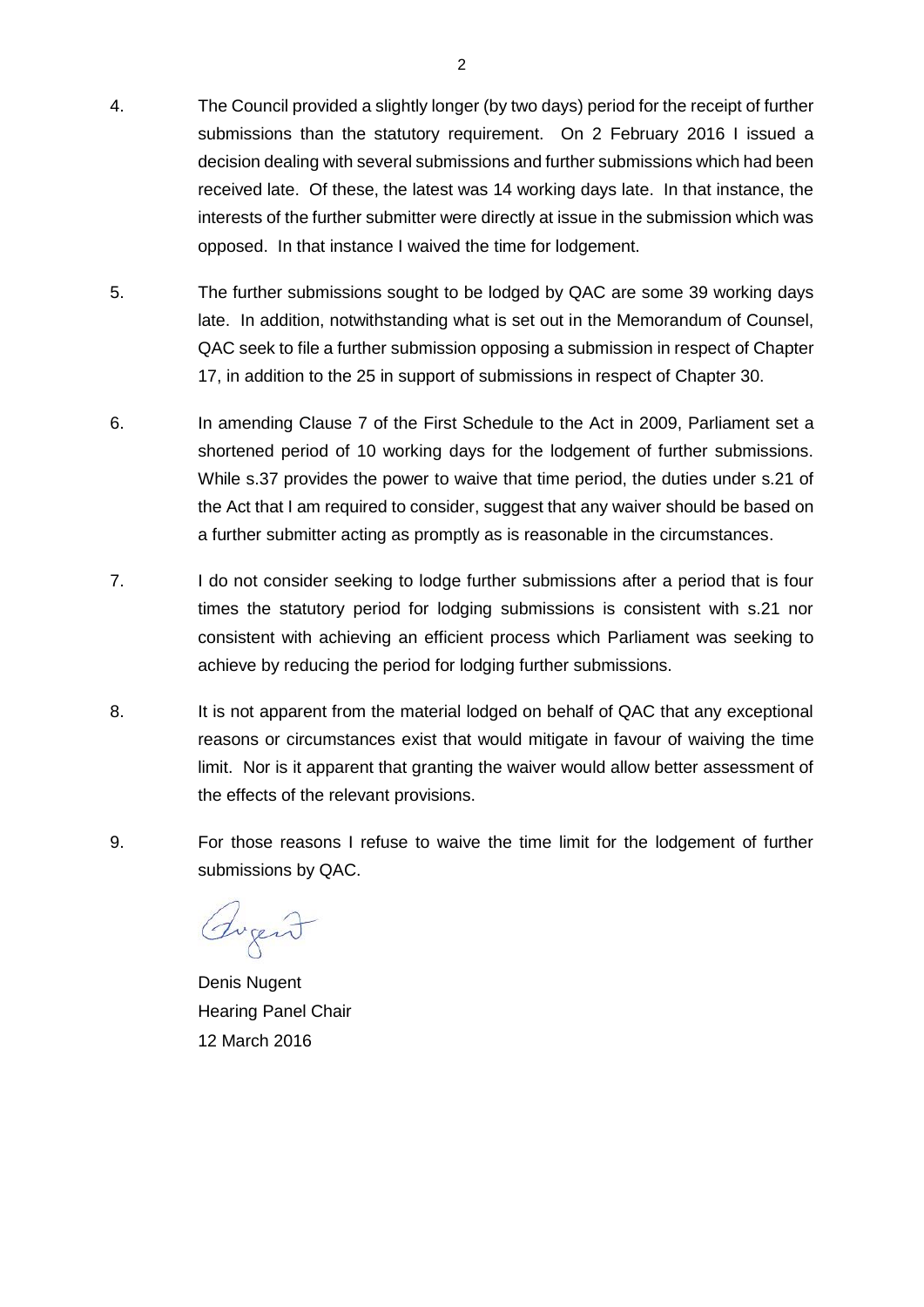4. The Council provided a slightly longer (by two days) period for the receipt of further submissions than the statutory requirement. On 2 February 2016 I issued a decision dealing with several submissions and further submissions which had been received late. Of these, the latest was 14 working days late. In that instance, the interests of the further submitter were directly at issue in the submission which was opposed. In that instance I waived the time for lodgement.

5. The further submissions sought to be lodged by QAC are some 39 working days late. In addition, notwithstanding what is set out in the Memorandum of Counsel, QAC seek to file a further submission opposing a submission in respect of Chapter 17, in addition to the 25 in support of submissions in respect of Chapter 30.

6. In amending Clause 7 of the First Schedule to the Act in 2009, Parliament set a shortened period of 10 working days for the lodgement of further submissions. While s.37 provides the power to waive that time period, the duties under s.21 of the Act that I am required to consider, suggest that any waiver should be based on a further submitter acting as promptly as is reasonable in the circumstances.

7. I do not consider seeking to lodge further submissions after a period that is four times the statutory period for lodging submissions is consistent with s.21 nor consistent with achieving an efficient process which Parliament was seeking to achieve by reducing the period for lodging further submissions.

8. It is not apparent from the material lodged on behalf of QAC that any exceptional reasons or circumstances exist that would mitigate in favour of waiving the time limit. Nor is it apparent that granting the waiver would allow better assessment of the effects of the relevant provisions.

9. For those reasons I refuse to waive the time limit for the lodgement of further submissions by QAC.

Denis Nugent
Hearing Panel Chair
12 March 2016